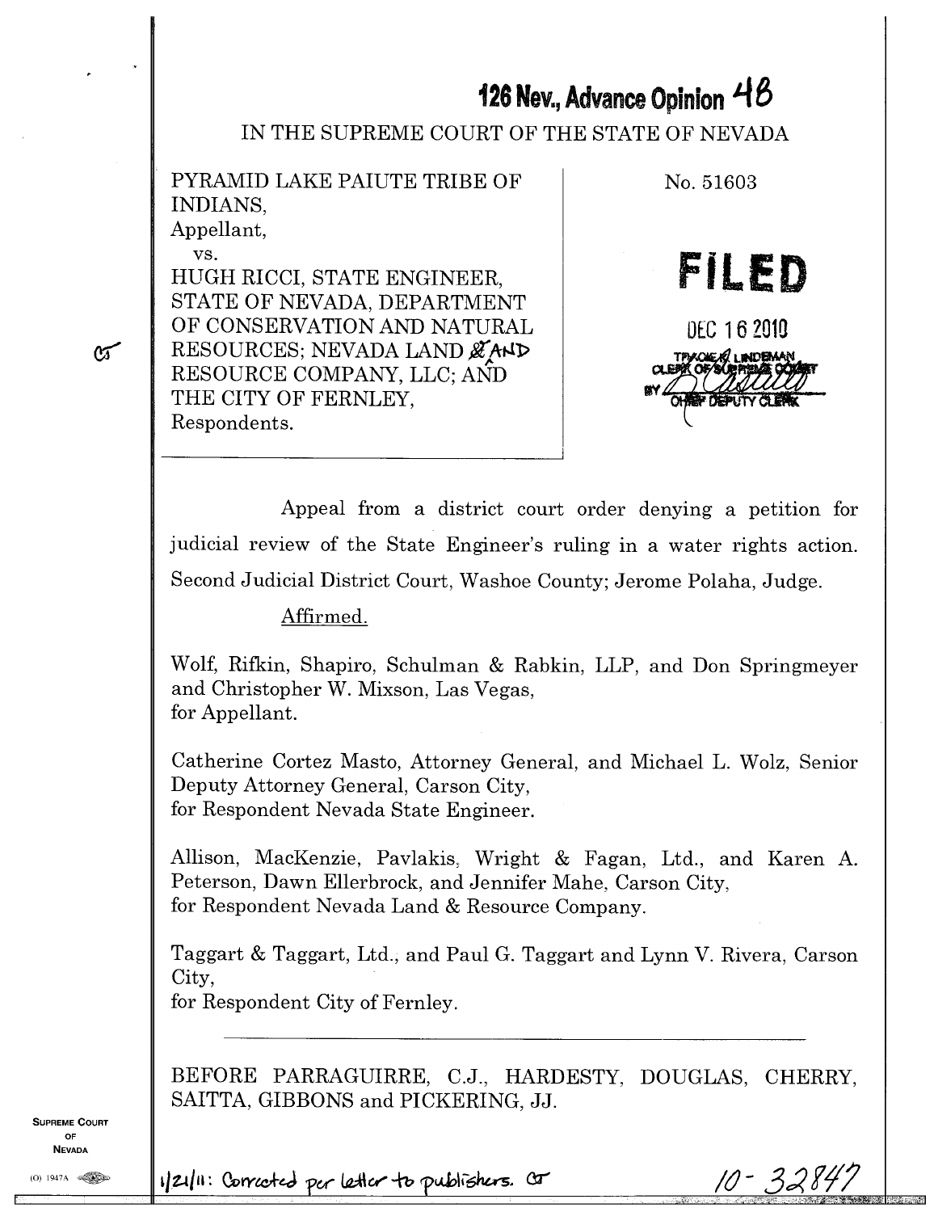126 Nev., Advance Opinion 48

IN THE SUPREME COURT OF THE STATE OF NEVADA

| | |
|---|---|
| PYRAMID LAKE PAIUTE TRIBE OF INDIANS,<br>Appellant,<br>vs.<br>HUGH RICCI, STATE ENGINEER, STATE OF NEVADA, DEPARTMENT OF CONSERVATION AND NATURAL RESOURCES; NEVADA LAND AND RESOURCE COMPANY, LLC; AND THE CITY OF FERNLEY,<br>Respondents. | No. 51603<br><br>**FILED**<br><br>DEC 16 2010<br><br>TRACIE K. LINDEMAN<br>CLERK OF SUPREME COURT<br>BY<br>CHIEF DEPUTY CLERK |

Appeal from a district court order denying a petition for judicial review of the State Engineer's ruling in a water rights action. Second Judicial District Court, Washoe County; Jerome Polaha, Judge.

Affirmed.

Wolf, Rifkin, Shapiro, Schulman & Rabkin, LLP, and Don Springmeyer and Christopher W. Mixson, Las Vegas,
for Appellant.

Catherine Cortez Masto, Attorney General, and Michael L. Wolz, Senior Deputy Attorney General, Carson City,
for Respondent Nevada State Engineer.

Allison, MacKenzie, Pavlakis, Wright & Fagan, Ltd., and Karen A. Peterson, Dawn Ellerbrock, and Jennifer Mahe, Carson City,
for Respondent Nevada Land & Resource Company.

Taggart & Taggart, Ltd., and Paul G. Taggart and Lynn V. Rivera, Carson City,
for Respondent City of Fernley.

---

BEFORE PARRAGUIRRE, C.J., HARDESTY, DOUGLAS, CHERRY, SAITTA, GIBBONS and PICKERING, JJ.

1/21/11: Corrected per letter to publishers. CT

10-32847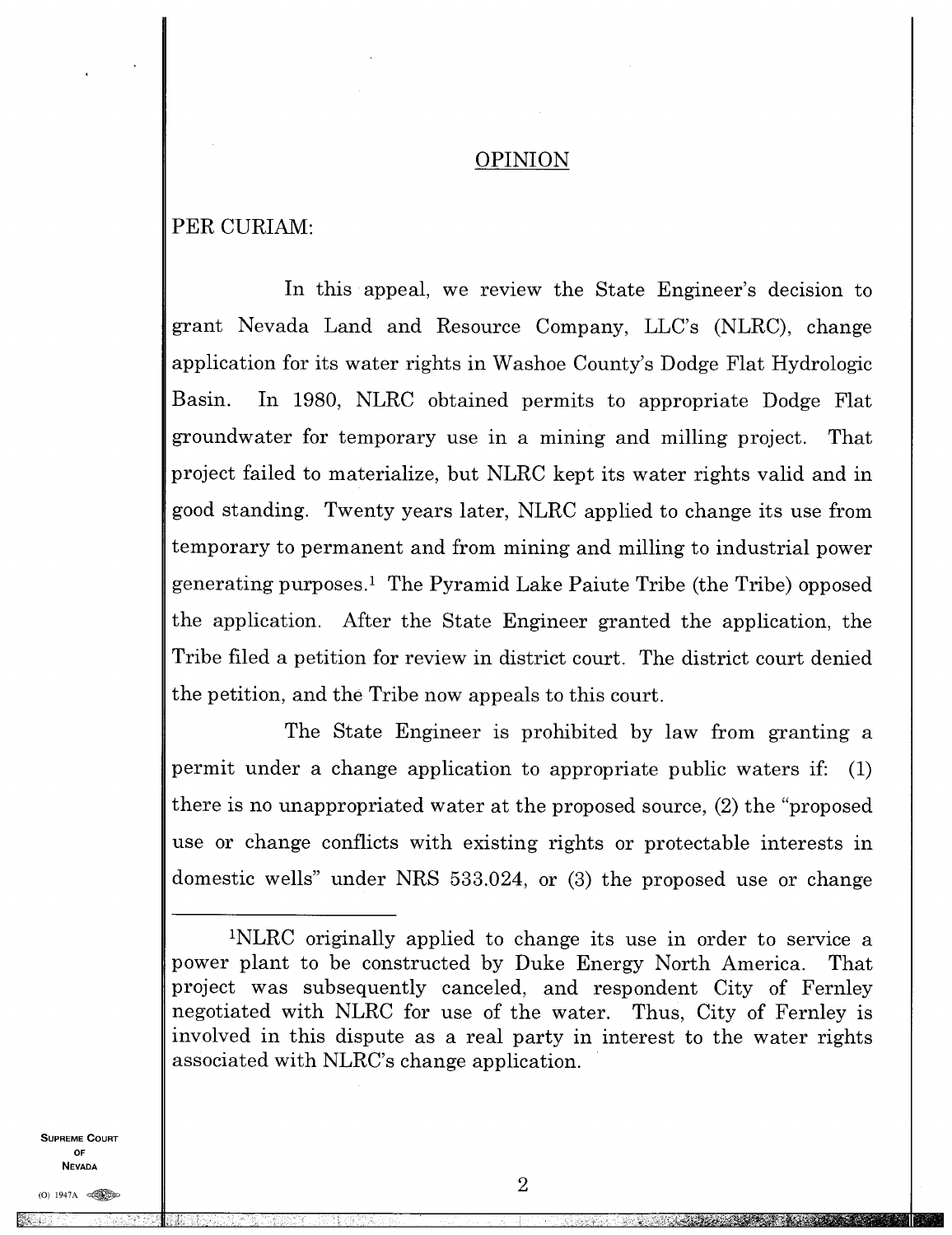## OPINION

PER CURIAM:

In this appeal, we review the State Engineer's decision to grant Nevada Land and Resource Company, LLC's (NLRC), change application for its water rights in Washoe County's Dodge Flat Hydrologic Basin. In 1980, NLRC obtained permits to appropriate Dodge Flat groundwater for temporary use in a mining and milling project. That project failed to materialize, but NLRC kept its water rights valid and in good standing. Twenty years later, NLRC applied to change its use from temporary to permanent and from mining and milling to industrial power generating purposes.[1] The Pyramid Lake Paiute Tribe (the Tribe) opposed the application. After the State Engineer granted the application, the Tribe filed a petition for review in district court. The district court denied the petition, and the Tribe now appeals to this court.

The State Engineer is prohibited by law from granting a permit under a change application to appropriate public waters if: (1) there is no unappropriated water at the proposed source, (2) the "proposed use or change conflicts with existing rights or protectable interests in domestic wells" under NRS 533.024, or (3) the proposed use or change

---

[1] NLRC originally applied to change its use in order to service a power plant to be constructed by Duke Energy North America. That project was subsequently canceled, and respondent City of Fernley negotiated with NLRC for use of the water. Thus, City of Fernley is involved in this dispute as a real party in interest to the water rights associated with NLRC's change application.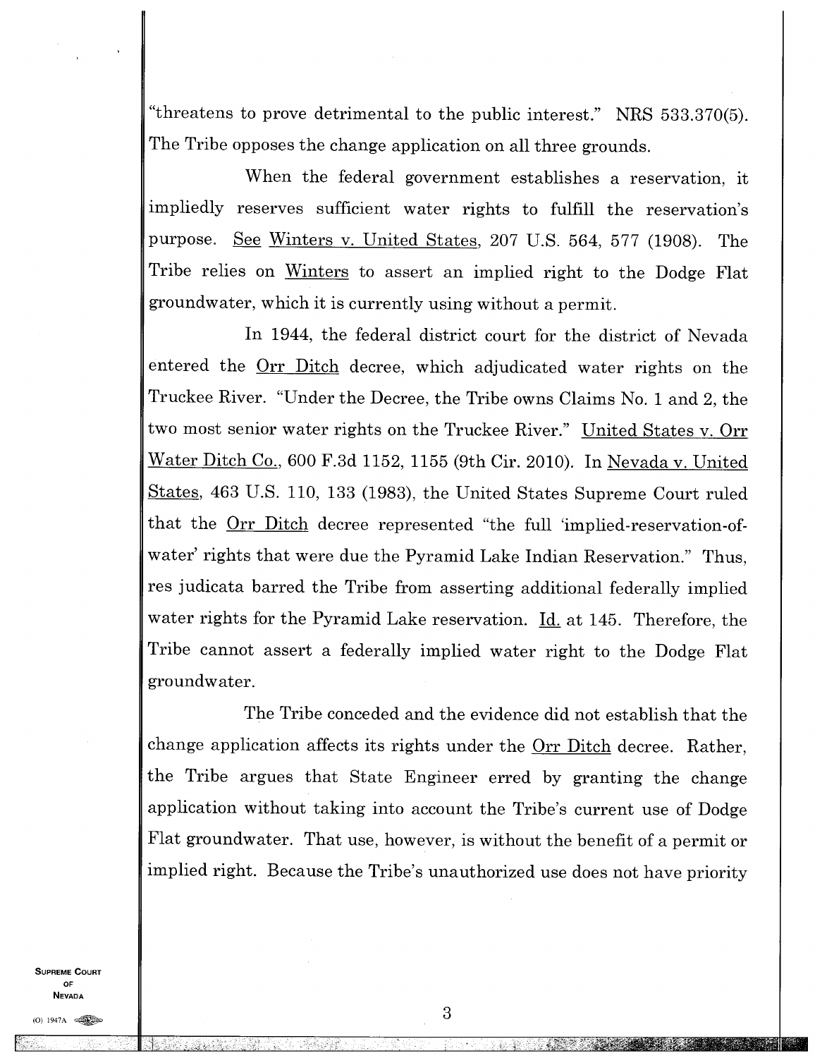"threatens to prove detrimental to the public interest." NRS 533.370(5). The Tribe opposes the change application on all three grounds.

When the federal government establishes a reservation, it impliedly reserves sufficient water rights to fulfill the reservation's purpose. See Winters v. United States, 207 U.S. 564, 577 (1908). The Tribe relies on Winters to assert an implied right to the Dodge Flat groundwater, which it is currently using without a permit.

In 1944, the federal district court for the district of Nevada entered the Orr Ditch decree, which adjudicated water rights on the Truckee River. "Under the Decree, the Tribe owns Claims No. 1 and 2, the two most senior water rights on the Truckee River." United States v. Orr Water Ditch Co., 600 F.3d 1152, 1155 (9th Cir. 2010). In Nevada v. United States, 463 U.S. 110, 133 (1983), the United States Supreme Court ruled that the Orr Ditch decree represented "the full 'implied-reservation-of-water' rights that were due the Pyramid Lake Indian Reservation." Thus, res judicata barred the Tribe from asserting additional federally implied water rights for the Pyramid Lake reservation. Id. at 145. Therefore, the Tribe cannot assert a federally implied water right to the Dodge Flat groundwater.

The Tribe conceded and the evidence did not establish that the change application affects its rights under the Orr Ditch decree. Rather, the Tribe argues that State Engineer erred by granting the change application without taking into account the Tribe's current use of Dodge Flat groundwater. That use, however, is without the benefit of a permit or implied right. Because the Tribe's unauthorized use does not have priority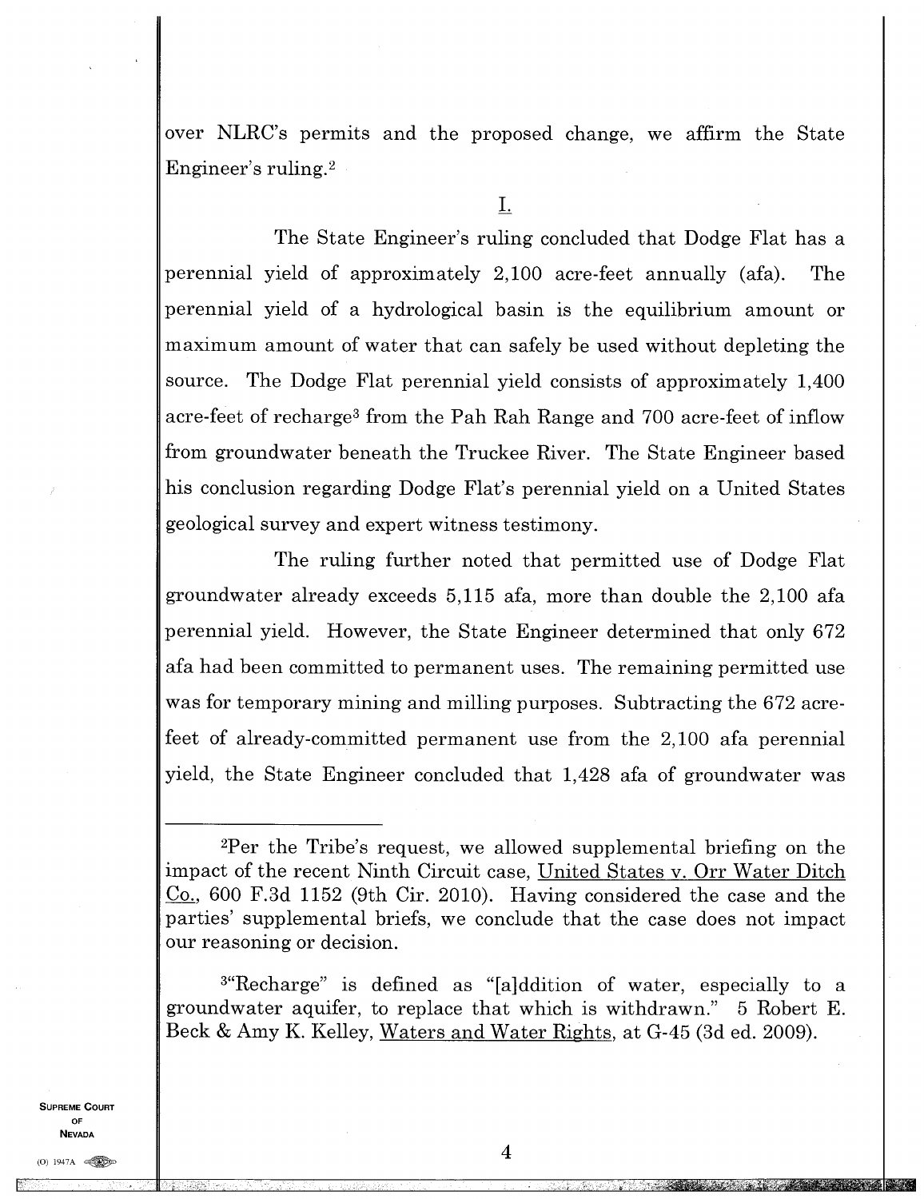over NLRC's permits and the proposed change, we affirm the State Engineer's ruling.[2]

## I.

The State Engineer's ruling concluded that Dodge Flat has a perennial yield of approximately 2,100 acre-feet annually (afa). The perennial yield of a hydrological basin is the equilibrium amount or maximum amount of water that can safely be used without depleting the source. The Dodge Flat perennial yield consists of approximately 1,400 acre-feet of recharge[3] from the Pah Rah Range and 700 acre-feet of inflow from groundwater beneath the Truckee River. The State Engineer based his conclusion regarding Dodge Flat's perennial yield on a United States geological survey and expert witness testimony.

The ruling further noted that permitted use of Dodge Flat groundwater already exceeds 5,115 afa, more than double the 2,100 afa perennial yield. However, the State Engineer determined that only 672 afa had been committed to permanent uses. The remaining permitted use was for temporary mining and milling purposes. Subtracting the 672 acre-feet of already-committed permanent use from the 2,100 afa perennial yield, the State Engineer concluded that 1,428 afa of groundwater was

---

[2]Per the Tribe's request, we allowed supplemental briefing on the impact of the recent Ninth Circuit case, United States v. Orr Water Ditch Co., 600 F.3d 1152 (9th Cir. 2010). Having considered the case and the parties' supplemental briefs, we conclude that the case does not impact our reasoning or decision.

[3]"Recharge" is defined as "[a]ddition of water, especially to a groundwater aquifer, to replace that which is withdrawn." 5 Robert E. Beck & Amy K. Kelley, Waters and Water Rights, at G-45 (3d ed. 2009).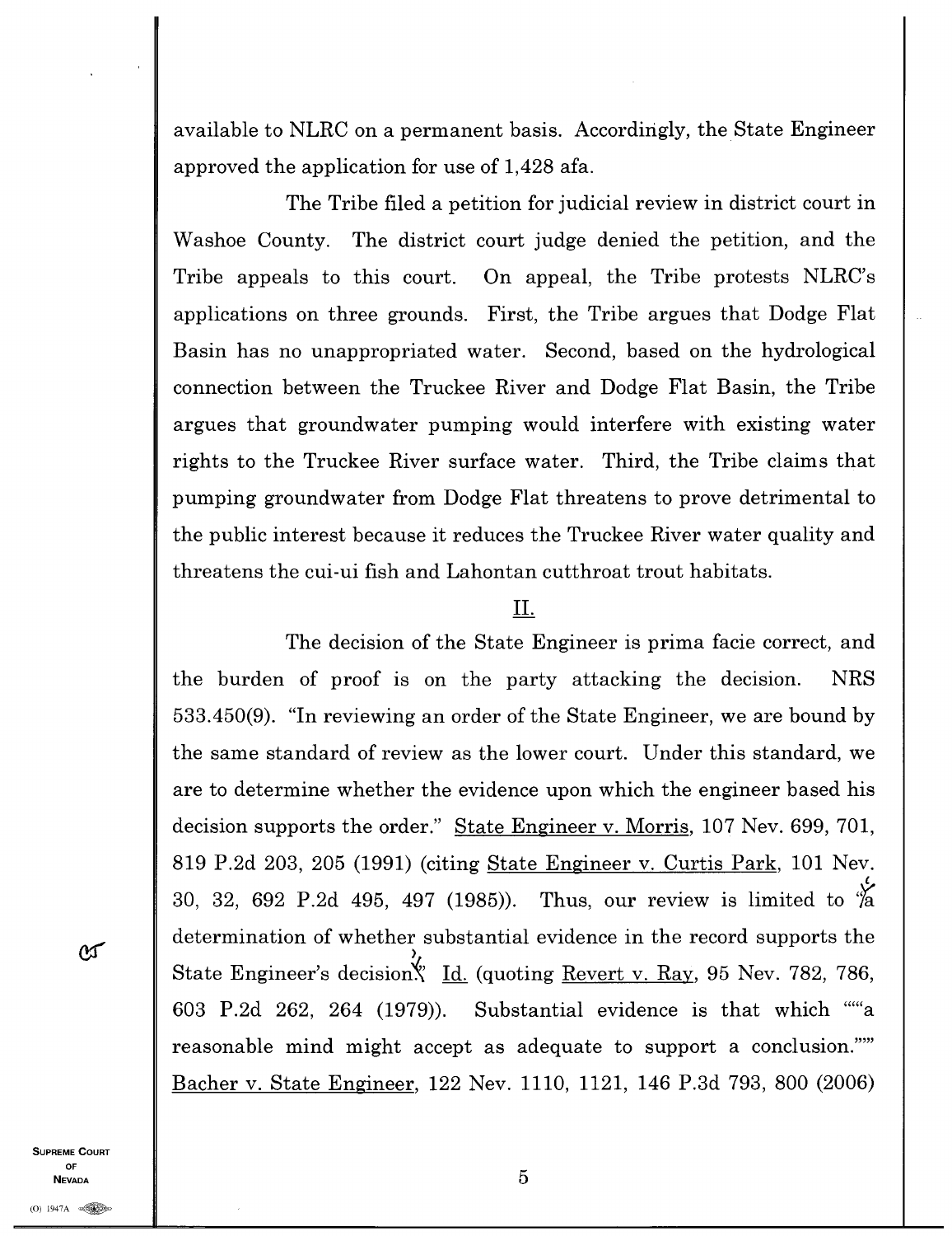available to NLRC on a permanent basis. Accordingly, the State Engineer approved the application for use of 1,428 afa.

The Tribe filed a petition for judicial review in district court in Washoe County. The district court judge denied the petition, and the Tribe appeals to this court. On appeal, the Tribe protests NLRC's applications on three grounds. First, the Tribe argues that Dodge Flat Basin has no unappropriated water. Second, based on the hydrological connection between the Truckee River and Dodge Flat Basin, the Tribe argues that groundwater pumping would interfere with existing water rights to the Truckee River surface water. Third, the Tribe claims that pumping groundwater from Dodge Flat threatens to prove detrimental to the public interest because it reduces the Truckee River water quality and threatens the cui-ui fish and Lahontan cutthroat trout habitats.

## II.

The decision of the State Engineer is prima facie correct, and the burden of proof is on the party attacking the decision. NRS 533.450(9). "In reviewing an order of the State Engineer, we are bound by the same standard of review as the lower court. Under this standard, we are to determine whether the evidence upon which the engineer based his decision supports the order." State Engineer v. Morris, 107 Nev. 699, 701, 819 P.2d 203, 205 (1991) (citing State Engineer v. Curtis Park, 101 Nev. 30, 32, 692 P.2d 495, 497 (1985)). Thus, our review is limited to "a determination of whether substantial evidence in the record supports the State Engineer's decision." Id. (quoting Revert v. Ray, 95 Nev. 782, 786, 603 P.2d 262, 264 (1979)). Substantial evidence is that which ""'a reasonable mind might accept as adequate to support a conclusion.'"" Bacher v. State Engineer, 122 Nev. 1110, 1121, 146 P.3d 793, 800 (2006)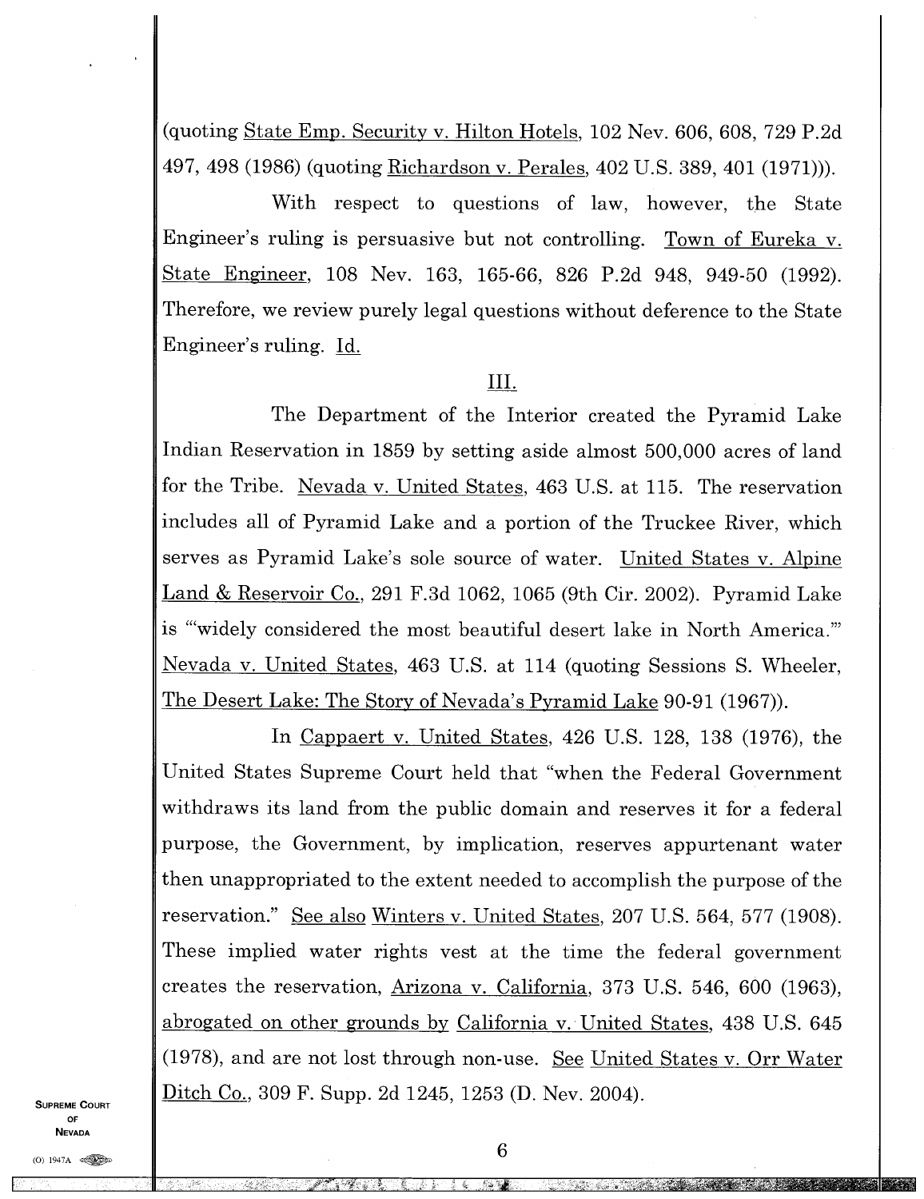(quoting State Emp. Security v. Hilton Hotels, 102 Nev. 606, 608, 729 P.2d 497, 498 (1986) (quoting Richardson v. Perales, 402 U.S. 389, 401 (1971))).

With respect to questions of law, however, the State Engineer's ruling is persuasive but not controlling. Town of Eureka v. State Engineer, 108 Nev. 163, 165-66, 826 P.2d 948, 949-50 (1992). Therefore, we review purely legal questions without deference to the State Engineer's ruling. Id.

III.

The Department of the Interior created the Pyramid Lake Indian Reservation in 1859 by setting aside almost 500,000 acres of land for the Tribe. Nevada v. United States, 463 U.S. at 115. The reservation includes all of Pyramid Lake and a portion of the Truckee River, which serves as Pyramid Lake's sole source of water. United States v. Alpine Land & Reservoir Co., 291 F.3d 1062, 1065 (9th Cir. 2002). Pyramid Lake is "'widely considered the most beautiful desert lake in North America.'" Nevada v. United States, 463 U.S. at 114 (quoting Sessions S. Wheeler, The Desert Lake: The Story of Nevada's Pyramid Lake 90-91 (1967)).

In Cappaert v. United States, 426 U.S. 128, 138 (1976), the United States Supreme Court held that "when the Federal Government withdraws its land from the public domain and reserves it for a federal purpose, the Government, by implication, reserves appurtenant water then unappropriated to the extent needed to accomplish the purpose of the reservation." See also Winters v. United States, 207 U.S. 564, 577 (1908). These implied water rights vest at the time the federal government creates the reservation, Arizona v. California, 373 U.S. 546, 600 (1963), abrogated on other grounds by California v. United States, 438 U.S. 645 (1978), and are not lost through non-use. See United States v. Orr Water Ditch Co., 309 F. Supp. 2d 1245, 1253 (D. Nev. 2004).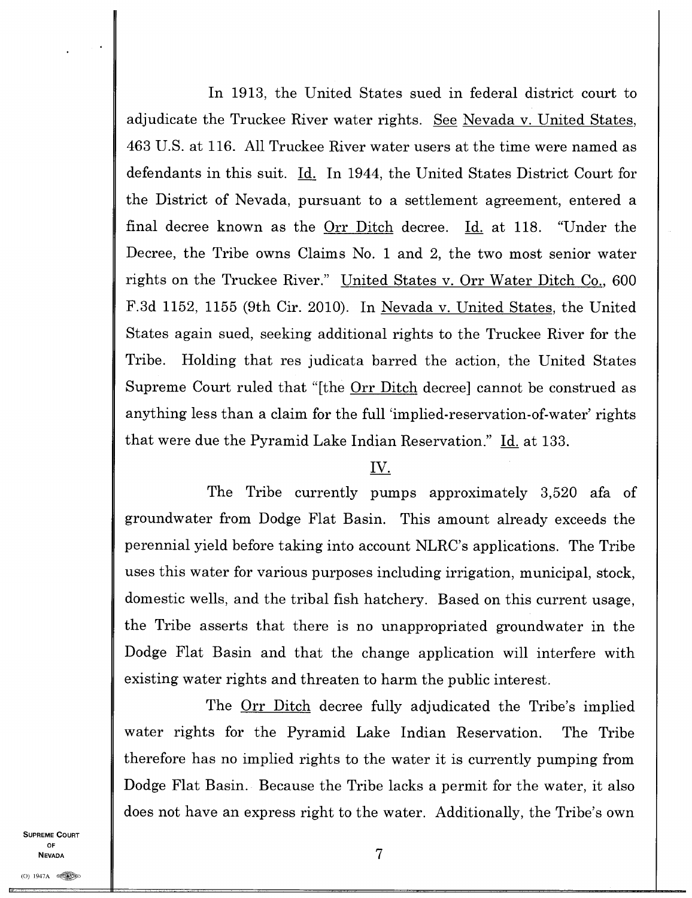In 1913, the United States sued in federal district court to adjudicate the Truckee River water rights. See Nevada v. United States, 463 U.S. at 116. All Truckee River water users at the time were named as defendants in this suit. Id. In 1944, the United States District Court for the District of Nevada, pursuant to a settlement agreement, entered a final decree known as the Orr Ditch decree. Id. at 118. "Under the Decree, the Tribe owns Claims No. 1 and 2, the two most senior water rights on the Truckee River." United States v. Orr Water Ditch Co., 600 F.3d 1152, 1155 (9th Cir. 2010). In Nevada v. United States, the United States again sued, seeking additional rights to the Truckee River for the Tribe. Holding that res judicata barred the action, the United States Supreme Court ruled that "[the Orr Ditch decree] cannot be construed as anything less than a claim for the full 'implied-reservation-of-water' rights that were due the Pyramid Lake Indian Reservation." Id. at 133.

## IV.

The Tribe currently pumps approximately 3,520 afa of groundwater from Dodge Flat Basin. This amount already exceeds the perennial yield before taking into account NLRC's applications. The Tribe uses this water for various purposes including irrigation, municipal, stock, domestic wells, and the tribal fish hatchery. Based on this current usage, the Tribe asserts that there is no unappropriated groundwater in the Dodge Flat Basin and that the change application will interfere with existing water rights and threaten to harm the public interest.

The Orr Ditch decree fully adjudicated the Tribe's implied water rights for the Pyramid Lake Indian Reservation. The Tribe therefore has no implied rights to the water it is currently pumping from Dodge Flat Basin. Because the Tribe lacks a permit for the water, it also does not have an express right to the water. Additionally, the Tribe's own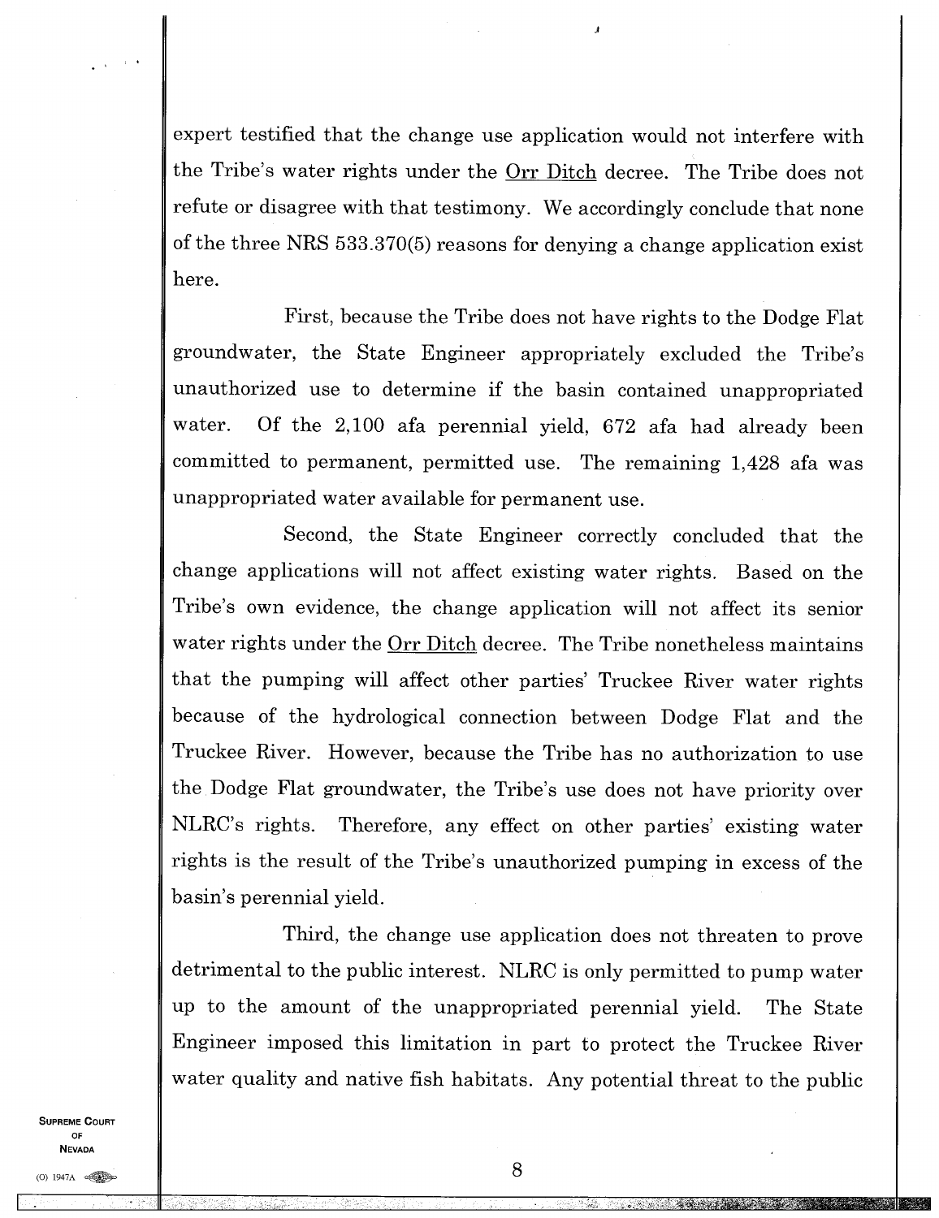expert testified that the change use application would not interfere with the Tribe's water rights under the Orr Ditch decree. The Tribe does not refute or disagree with that testimony. We accordingly conclude that none of the three NRS 533.370(5) reasons for denying a change application exist here.

First, because the Tribe does not have rights to the Dodge Flat groundwater, the State Engineer appropriately excluded the Tribe's unauthorized use to determine if the basin contained unappropriated water. Of the 2,100 afa perennial yield, 672 afa had already been committed to permanent, permitted use. The remaining 1,428 afa was unappropriated water available for permanent use.

Second, the State Engineer correctly concluded that the change applications will not affect existing water rights. Based on the Tribe's own evidence, the change application will not affect its senior water rights under the Orr Ditch decree. The Tribe nonetheless maintains that the pumping will affect other parties' Truckee River water rights because of the hydrological connection between Dodge Flat and the Truckee River. However, because the Tribe has no authorization to use the Dodge Flat groundwater, the Tribe's use does not have priority over NLRC's rights. Therefore, any effect on other parties' existing water rights is the result of the Tribe's unauthorized pumping in excess of the basin's perennial yield.

Third, the change use application does not threaten to prove detrimental to the public interest. NLRC is only permitted to pump water up to the amount of the unappropriated perennial yield. The State Engineer imposed this limitation in part to protect the Truckee River water quality and native fish habitats. Any potential threat to the public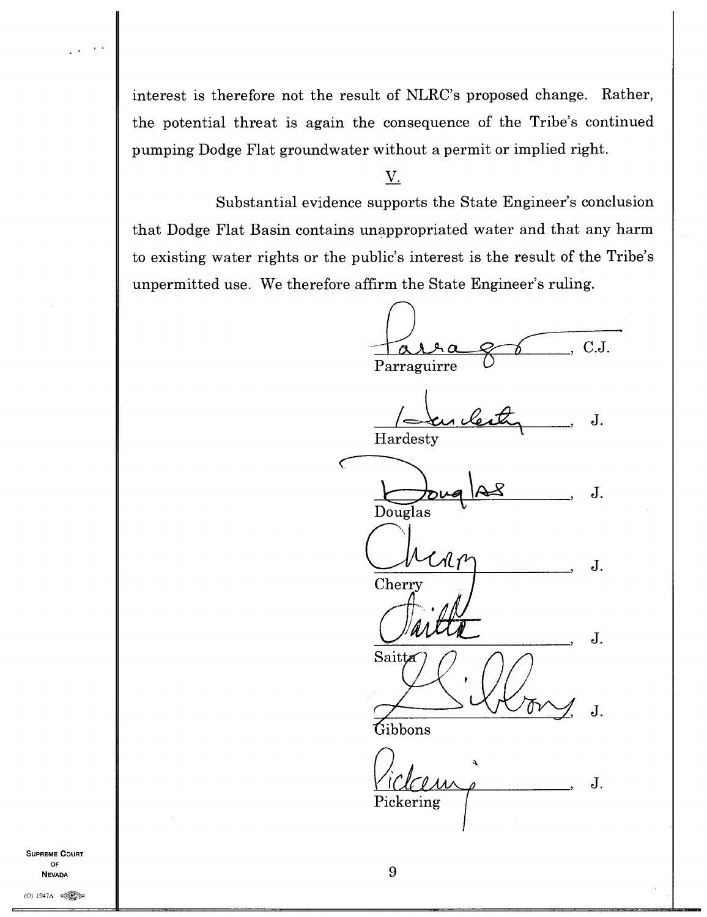interest is therefore not the result of NLRC's proposed change. Rather, the potential threat is again the consequence of the Tribe's continued pumping Dodge Flat groundwater without a permit or implied right.

## V.

Substantial evidence supports the State Engineer's conclusion that Dodge Flat Basin contains unappropriated water and that any harm to existing water rights or the public's interest is the result of the Tribe's unpermitted use. We therefore affirm the State Engineer's ruling.

_______________, C.J.
Parraguirre

_______________, J.
Hardesty

_______________, J.
Douglas

_______________, J.
Cherry

_______________, J.
Saitta

_______________, J.
Gibbons

_______________, J.
Pickering